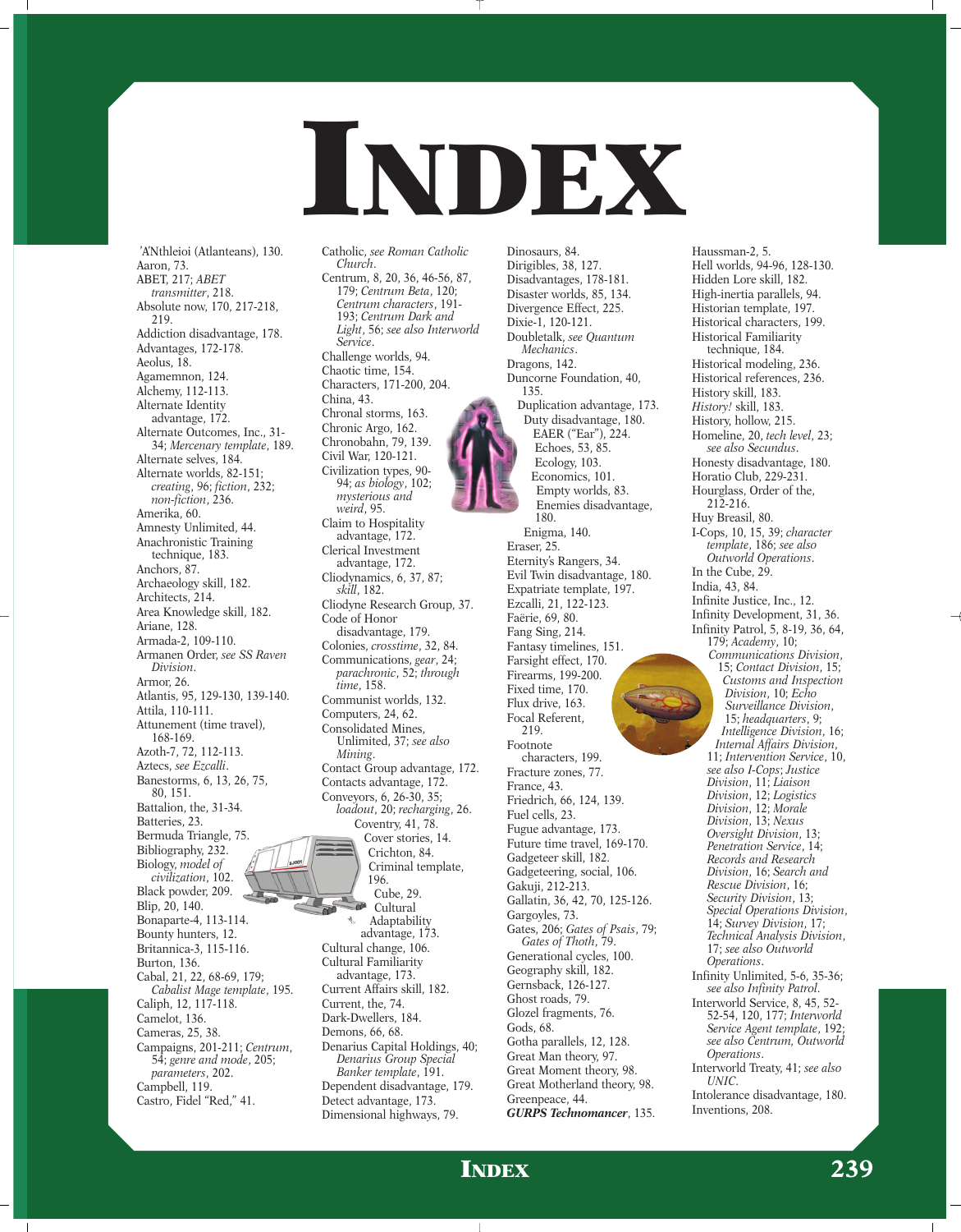# INDEX

'A'Nthleioi (Atlanteans), 130.
Aaron, 73.
ABET, 217; *ABET transmitter*, 218.
Absolute now, 170, 217-218, 219.
Addiction disadvantage, 178.
Advantages, 172-178.
Aeolus, 18.
Agamemnon, 124.
Alchemy, 112-113.
Alternate Identity advantage, 172.
Alternate Outcomes, Inc., 31-34; *Mercenary template*, 189.
Alternate selves, 184.
Alternate worlds, 82-151; *creating*, 96; *fiction*, 232; *non-fiction*, 236.
Amerika, 60.
Amnesty Unlimited, 44.
Anachronistic Training technique, 183.
Anchors, 87.
Archaeology skill, 182.
Architects, 214.
Area Knowledge skill, 182.
Ariane, 128.
Armada-2, 109-110.
Armanen Order, *see SS Raven Division*.
Armor, 26.
Atlantis, 95, 129-130, 139-140.
Attila, 110-111.
Attunement (time travel), 168-169.
Azoth-7, 72, 112-113.
Aztecs, *see Ezcalli*.
Banestorms, 6, 13, 26, 75, 80, 151.
Battalion, the, 31-34.
Batteries, 23.
Bermuda Triangle, 75.
Bibliography, 232.
Biology, *model of civilization*, 102.
Black powder, 209.
Blip, 20, 140.
Bonaparte-4, 113-114.
Bounty hunters, 12.
Britannica-3, 115-116.
Burton, 136.
Cabal, 21, 22, 68-69, 179; *Cabalist Mage template*, 195.
Caliph, 12, 117-118.
Camelot, 136.
Cameras, 25, 38.
Campaigns, 201-211; *Centrum*, 54; *genre and mode*, 205; *parameters*, 202.
Campbell, 119.
Castro, Fidel "Red," 41.
Catholic, *see Roman Catholic Church*.
Centrum, 8, 20, 36, 46-56, 87, 179; *Centrum Beta*, 120; *Centrum characters*, 191-193; *Centrum Dark and Light*, 56; *see also Interworld Service*.
Challenge worlds, 94.
Chaotic time, 154.
Characters, 171-200, 204.
China, 43.
Chronal storms, 163.
Chronic Argo, 162.
Chronobahn, 79, 139.
Civil War, 120-121.
Civilization types, 90-94; *as biology*, 102; *mysterious and weird*, 95.
Claim to Hospitality advantage, 172.
Clerical Investment advantage, 172.
Cliodynamics, 6, 37, 87; *skill*, 182.
Cliodyne Research Group, 37.
Code of Honor disadvantage, 179.
Colonies, *crosstime*, 32, 84.
Communications, *gear*, 24; *parachronic*, 52; *through time*, 158.
Communist worlds, 132.
Computers, 24, 62.
Consolidated Mines, Unlimited, 37; *see also Mining*.
Contact Group advantage, 172.
Contacts advantage, 172.
Conveyors, 6, 26-30, 35; *loadout*, 20; *recharging*, 26.
Coventry, 41, 78.
Cover stories, 14.
Crichton, 84.
Criminal template, 196.
Cube, 29.
Cultural Adaptability advantage, 173.
Cultural change, 106.
Cultural Familiarity advantage, 173.
Current Affairs skill, 182.
Current, the, 74.
Dark-Dwellers, 184.
Demons, 66, 68.
Denarius Capital Holdings, 40; *Denarius Group Special Banker template*, 191.
Dependent disadvantage, 179.
Detect advantage, 173.
Dimensional highways, 79.
Dinosaurs, 84.
Dirigibles, 38, 127.
Disadvantages, 178-181.
Disaster worlds, 85, 134.
Divergence Effect, 225.
Dixie-1, 120-121.
Doubletalk, *see Quantum Mechanics*.
Dragons, 142.
Duncorne Foundation, 40, 135.
Duplication advantage, 173.
Duty disadvantage, 180.
EAER ("Ear"), 224.
Echoes, 53, 85.
Ecology, 103.
Economics, 101.
Empty worlds, 83.
Enemies disadvantage, 180.
Enigma, 140.
Eraser, 25.
Eternity's Rangers, 34.
Evil Twin disadvantage, 180.
Expatriate template, 197.
Ezcalli, 21, 122-123.
Faërie, 69, 80.
Fang Sing, 214.
Fantasy timelines, 151.
Farsight effect, 170.
Firearms, 199-200.
Fixed time, 170.
Flux drive, 163.
Focal Referent, 219.
Footnote characters, 199.
Fracture zones, 77.
France, 43.
Friedrich, 66, 124, 139.
Fuel cells, 23.
Fugue advantage, 173.
Future time travel, 169-170.
Gadgeteer skill, 182.
Gadgeteering, social, 106.
Gakuji, 212-213.
Gallatin, 36, 42, 70, 125-126.
Gargoyles, 73.
Gates, 206; *Gates of Psais*, 79; *Gates of Thoth*, 79.
Generational cycles, 100.
Geography skill, 182.
Gernsback, 126-127.
Ghost roads, 79.
Glozel fragments, 76.
Gods, 68.
Gotha parallels, 12, 128.
Great Man theory, 97.
Great Moment theory, 98.
Great Motherland theory, 98.
Greenpeace, 44.
***GURPS Technomancer***, 135.
Haussman-2, 5.
Hell worlds, 94-96, 128-130.
Hidden Lore skill, 182.
High-inertia parallels, 94.
Historian template, 197.
Historical characters, 199.
Historical Familiarity technique, 184.
Historical modeling, 236.
Historical references, 236.
History skill, 183.
*History!* skill, 183.
History, hollow, 215.
Homeline, 20, *tech level*, 23; *see also Secundus*.
Honesty disadvantage, 180.
Horatio Club, 229-231.
Hourglass, Order of the, 212-216.
Huy Breasil, 80.
I-Cops, 10, 15, 39; *character template*, 186; *see also Outworld Operations*.
In the Cube, 29.
India, 43, 84.
Infinite Justice, Inc., 12.
Infinity Development, 31, 36.
Infinity Patrol, 5, 8-19, 36, 64, 179; *Academy*, 10; *Communications Division*, 15; *Contact Division*, 15; *Customs and Inspection Division*, 10; *Echo Surveillance Division*, 15; *headquarters*, 9; *Intelligence Division*, 16; *Internal Affairs Division*, 11; *Intervention Service*, 10, *see also I-Cops*; *Justice Division*, 11; *Liaison Division*, 12; *Logistics Division*, 12; *Morale Division*, 13; *Nexus Oversight Division*, 13; *Penetration Service*, 14; *Records and Research Division*, 16; *Search and Rescue Division*, 16; *Security Division*, 13; *Special Operations Division*, 14; *Survey Division*, 17; *Technical Analysis Division*, 17; *see also Outworld Operations*.
Infinity Unlimited, 5-6, 35-36; *see also Infinity Patrol*.
Interworld Service, 8, 45, 52-52-54, 120, 177; *Interworld Service Agent template*, 192; *see also Centrum, Outworld Operations*.
Interworld Treaty, 41; *see also UNIC*.
Intolerance disadvantage, 180.
Inventions, 208.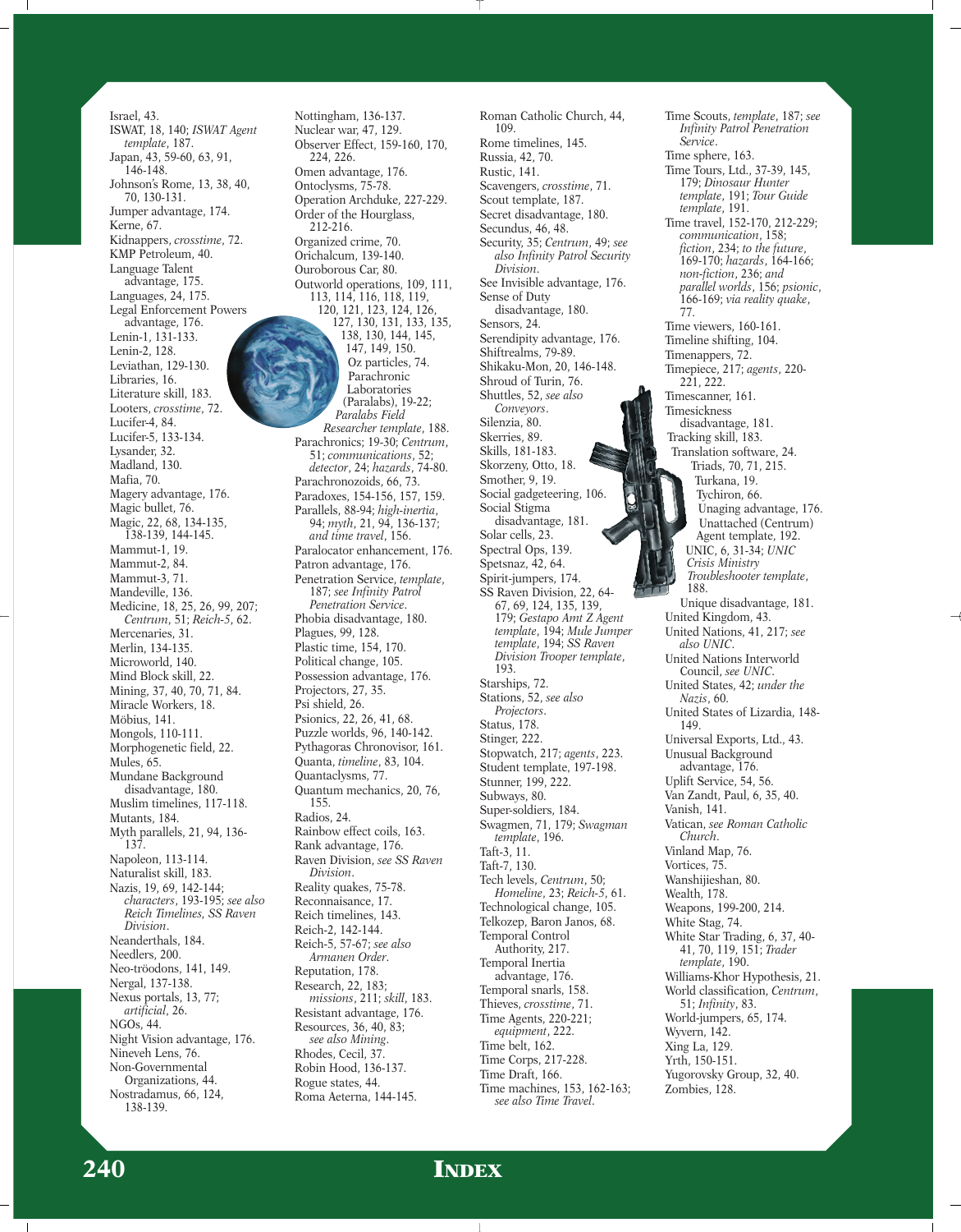Israel, 43.
ISWAT, 18, 140; *ISWAT Agent template*, 187.
Japan, 43, 59-60, 63, 91, 146-148.
Johnson's Rome, 13, 38, 40, 70, 130-131.
Jumper advantage, 174.
Kerne, 67.
Kidnappers, *crosstime*, 72.
KMP Petroleum, 40.
Language Talent advantage, 175.
Languages, 24, 175.
Legal Enforcement Powers advantage, 176.
Lenin-1, 131-133.
Lenin-2, 128.
Leviathan, 129-130.
Libraries, 16.
Literature skill, 183.
Looters, *crosstime*, 72.
Lucifer-4, 84.
Lucifer-5, 133-134.
Lysander, 32.
Madland, 130.
Mafia, 70.
Magery advantage, 176.
Magic bullet, 76.
Magic, 22, 68, 134-135, 138-139, 144-145.
Mammut-1, 19.
Mammut-2, 84.
Mammut-3, 71.
Mandeville, 136.
Medicine, 18, 25, 26, 99, 207; *Centrum*, 51; *Reich-5*, 62.
Mercenaries, 31.
Merlin, 134-135.
Microworld, 140.
Mind Block skill, 22.
Mining, 37, 40, 70, 71, 84.
Miracle Workers, 18.
Möbius, 141.
Mongols, 110-111.
Morphogenetic field, 22.
Mules, 65.
Mundane Background disadvantage, 180.
Muslim timelines, 117-118.
Mutants, 184.
Myth parallels, 21, 94, 136-137.
Napoleon, 113-114.
Naturalist skill, 183.
Nazis, 19, 69, 142-144; *characters*, 193-195; *see also Reich Timelines, SS Raven Division*.
Neanderthals, 184.
Needlers, 200.
Neo-tröodons, 141, 149.
Nergal, 137-138.
Nexus portals, 13, 77; *artificial*, 26.
NGOs, 44.
Night Vision advantage, 176.
Nineveh Lens, 76.
Non-Governmental Organizations, 44.
Nostradamus, 66, 124, 138-139.
Nottingham, 136-137.
Nuclear war, 47, 129.
Observer Effect, 159-160, 170, 224, 226.
Omen advantage, 176.
Ontoclysms, 75-78.
Operation Archduke, 227-229.
Order of the Hourglass, 212-216.
Organized crime, 70.
Orichalcum, 139-140.
Ouroborous Car, 80.
Outworld operations, 109, 111, 113, 114, 116, 118, 119, 120, 121, 123, 124, 126, 127, 130, 131, 133, 135, 138, 130, 144, 145, 147, 149, 150.
Oz particles, 74.
Parachronic Laboratories (Paralabs), 19-22; *Paralabs Field Researcher template*, 188.
Parachronics; 19-30; *Centrum*, 51; *communications*, 52; *detector*, 24; *hazards*, 74-80.
Parachronozoids, 66, 73.
Paradoxes, 154-156, 157, 159.
Parallels, 88-94; *high-inertia*, 94; *myth*, 21, 94, 136-137; *and time travel*, 156.
Paralocator enhancement, 176.
Patron advantage, 176.
Penetration Service, *template*, 187; *see Infinity Patrol Penetration Service*.
Phobia disadvantage, 180.
Plagues, 99, 128.
Plastic time, 154, 170.
Political change, 105.
Possession advantage, 176.
Projectors, 27, 35.
Psi shield, 26.
Psionics, 22, 26, 41, 68.
Puzzle worlds, 96, 140-142.
Pythagoras Chronovisor, 161.
Quanta, *timeline*, 83, 104.
Quantaclysms, 77.
Quantum mechanics, 20, 76, 155.
Radios, 24.
Rainbow effect coils, 163.
Rank advantage, 176.
Raven Division, *see SS Raven Division*.
Reality quakes, 75-78.
Reconnaisance, 17.
Reich timelines, 143.
Reich-2, 142-144.
Reich-5, 57-67; *see also Armanen Order*.
Reputation, 178.
Research, 22, 183; *missions*, 211; *skill*, 183.
Resistant advantage, 176.
Resources, 36, 40, 83; *see also Mining*.
Rhodes, Cecil, 37.
Robin Hood, 136-137.
Rogue states, 44.
Roma Aeterna, 144-145.
Roman Catholic Church, 44, 109.
Rome timelines, 145.
Russia, 42, 70.
Rustic, 141.
Scavengers, *crosstime*, 71.
Scout template, 187.
Secret disadvantage, 180.
Secundus, 46, 48.
Security, 35; *Centrum*, 49; *see also Infinity Patrol Security Division*.
See Invisible advantage, 176.
Sense of Duty disadvantage, 180.
Sensors, 24.
Serendipity advantage, 176.
Shiftrealms, 79-89.
Shikaku-Mon, 20, 146-148.
Shroud of Turin, 76.
Shuttles, 52, *see also Conveyors*.
Silenzia, 80.
Skerries, 89.
Skills, 181-183.
Skorzeny, Otto, 18.
Smother, 9, 19.
Social gadgeteering, 106.
Social Stigma disadvantage, 181.
Solar cells, 23.
Spectral Ops, 139.
Spetsnaz, 42, 64.
Spirit-jumpers, 174.
SS Raven Division, 22, 64-67, 69, 124, 135, 139, 179; *Gestapo Amt Z Agent template*, 194; *Mule Jumper template*, 194; *SS Raven Division Trooper template*, 193.
Starships, 72.
Stations, 52, *see also Projectors*.
Status, 178.
Stinger, 222.
Stopwatch, 217; *agents*, 223.
Student template, 197-198.
Stunner, 199, 222.
Subways, 80.
Super-soldiers, 184.
Swagmen, 71, 179; *Swagman template*, 196.
Taft-3, 11.
Taft-7, 130.
Tech levels, *Centrum*, 50; *Homeline*, 23; *Reich-5*, 61.
Technological change, 105.
Telkozep, Baron Janos, 68.
Temporal Control Authority, 217.
Temporal Inertia advantage, 176.
Temporal snarls, 158.
Thieves, *crosstime*, 71.
Time Agents, 220-221; *equipment*, 222.
Time belt, 162.
Time Corps, 217-228.
Time Draft, 166.
Time machines, 153, 162-163; *see also Time Travel*.
Time Scouts, *template*, 187; *see Infinity Patrol Penetration Service*.
Time sphere, 163.
Time Tours, Ltd., 37-39, 145, 179; *Dinosaur Hunter template*, 191; *Tour Guide template*, 191.
Time travel, 152-170, 212-229; *communication*, 158; *fiction*, 234; *to the future*, 169-170; *hazards*, 164-166; *non-fiction*, 236; *and parallel worlds*, 156; *psionic*, 166-169; *via reality quake*, 77.
Time viewers, 160-161.
Timeline shifting, 104.
Timenappers, 72.
Timepiece, 217; *agents*, 220-221, 222.
Timescanner, 161.
Timesickness disadvantage, 181.
Tracking skill, 183.
Translation software, 24.
Triads, 70, 71, 215.
Turkana, 19.
Tychiron, 66.
Unaging advantage, 176.
Unattached (Centrum) Agent template, 192.
UNIC, 6, 31-34; *UNIC Crisis Ministry Troubleshooter template*, 188.
Unique disadvantage, 181.
United Kingdom, 43.
United Nations, 41, 217; *see also UNIC*.
United Nations Interworld Council, *see UNIC*.
United States, 42; *under the Nazis*, 60.
United States of Lizardia, 148-149.
Universal Exports, Ltd., 43.
Unusual Background advantage, 176.
Uplift Service, 54, 56.
Van Zandt, Paul, 6, 35, 40.
Vanish, 141.
Vatican, *see Roman Catholic Church*.
Vinland Map, 76.
Vortices, 75.
Wanshijieshan, 80.
Wealth, 178.
Weapons, 199-200, 214.
White Stag, 74.
White Star Trading, 6, 37, 40-41, 70, 119, 151; *Trader template*, 190.
Williams-Khor Hypothesis, 21.
World classification, *Centrum*, 51; *Infinity*, 83.
World-jumpers, 65, 174.
Wyvern, 142.
Xing La, 129.
Yrth, 150-151.
Yugorovsky Group, 32, 40.
Zombies, 128.